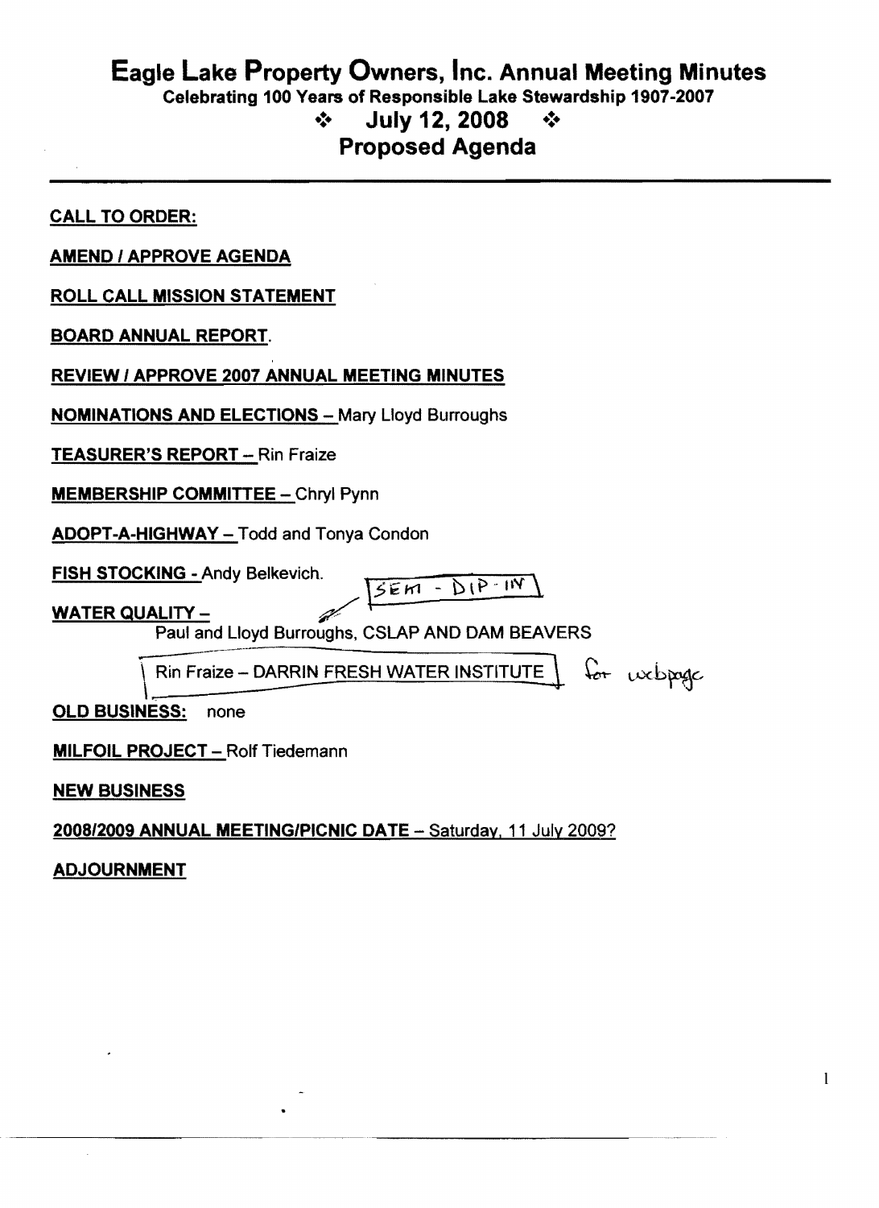# Eagle Lake Property Owners, Inc. Annual Meeting Minutes

**Celebrating 100 Years of Responsible Lake Stewardship 1907-2007**

## ❖ July 12, 2008 ❖

## Proposed Agenda

---

**CALL TO ORDER:**

**AMEND / APPROVE AGENDA**

**ROLL CALL MISSION STATEMENT**

**BOARD ANNUAL REPORT**.

**REVIEW / APPROVE 2007 ANNUAL MEETING MINUTES**

**NOMINATIONS AND ELECTIONS –** Mary Lloyd Burroughs

**TEASURER'S REPORT –** Rin Fraize

**MEMBERSHIP COMMITTEE –** Chryl Pynn

**ADOPT-A-HIGHWAY –** Todd and Tonya Condon

**FISH STOCKING -** Andy Belkevich. SEM - DIP - IN

**WATER QUALITY –**

Paul and Lloyd Burroughs, CSLAP AND DAM BEAVERS

Rin Fraize – DARRIN FRESH WATER INSTITUTE for webpage

**OLD BUSINESS:** none

**MILFOIL PROJECT –** Rolf Tiedemann

**NEW BUSINESS**

**2008/2009 ANNUAL MEETING/PICNIC DATE –** Saturday, 11 July 2009?

**ADJOURNMENT**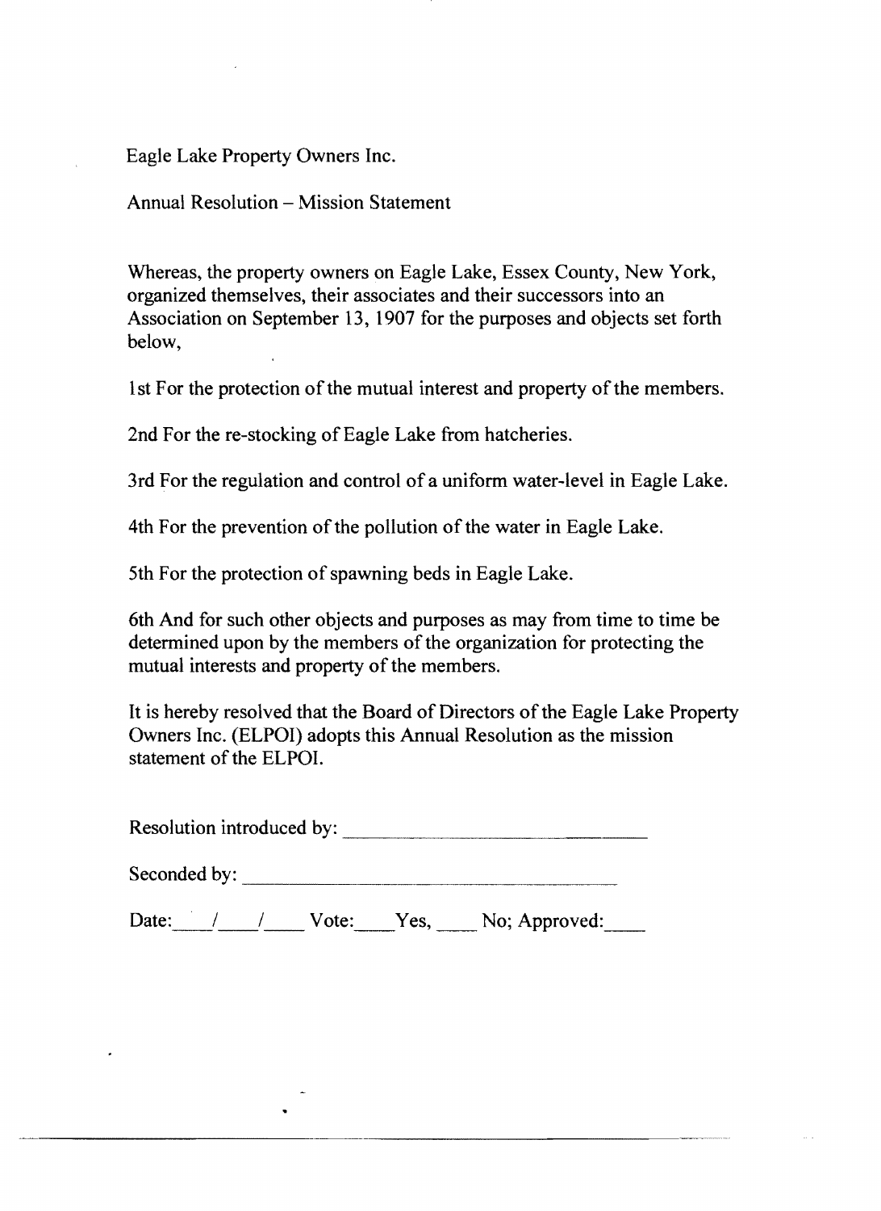Eagle Lake Property Owners Inc.

Annual Resolution – Mission Statement

Whereas, the property owners on Eagle Lake, Essex County, New York, organized themselves, their associates and their successors into an Association on September 13, 1907 for the purposes and objects set forth below,

1st For the protection of the mutual interest and property of the members.

2nd For the re-stocking of Eagle Lake from hatcheries.

3rd For the regulation and control of a uniform water-level in Eagle Lake.

4th For the prevention of the pollution of the water in Eagle Lake.

5th For the protection of spawning beds in Eagle Lake.

6th And for such other objects and purposes as may from time to time be determined upon by the members of the organization for protecting the mutual interests and property of the members.

It is hereby resolved that the Board of Directors of the Eagle Lake Property Owners Inc. (ELPOI) adopts this Annual Resolution as the mission statement of the ELPOI.

Resolution introduced by: ______________________________

Seconded by: ______________________________________

Date: ____/____/____ Vote:____Yes, ____ No; Approved:____